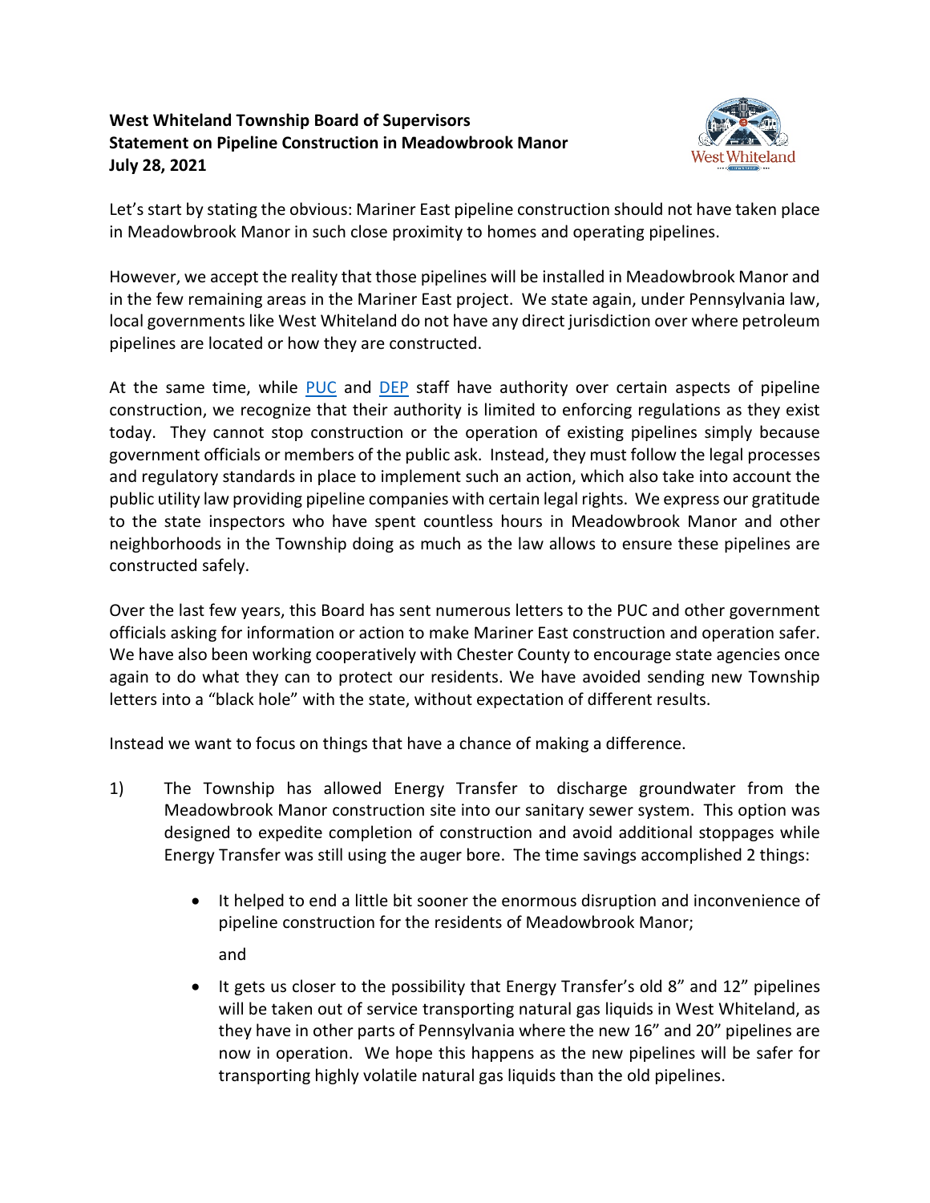**West Whiteland Township Board of Supervisors**
**Statement on Pipeline Construction in Meadowbrook Manor**
**July 28, 2021**

Let's start by stating the obvious: Mariner East pipeline construction should not have taken place in Meadowbrook Manor in such close proximity to homes and operating pipelines.

However, we accept the reality that those pipelines will be installed in Meadowbrook Manor and in the few remaining areas in the Mariner East project. We state again, under Pennsylvania law, local governments like West Whiteland do not have any direct jurisdiction over where petroleum pipelines are located or how they are constructed.

At the same time, while PUC and DEP staff have authority over certain aspects of pipeline construction, we recognize that their authority is limited to enforcing regulations as they exist today. They cannot stop construction or the operation of existing pipelines simply because government officials or members of the public ask. Instead, they must follow the legal processes and regulatory standards in place to implement such an action, which also take into account the public utility law providing pipeline companies with certain legal rights. We express our gratitude to the state inspectors who have spent countless hours in Meadowbrook Manor and other neighborhoods in the Township doing as much as the law allows to ensure these pipelines are constructed safely.

Over the last few years, this Board has sent numerous letters to the PUC and other government officials asking for information or action to make Mariner East construction and operation safer. We have also been working cooperatively with Chester County to encourage state agencies once again to do what they can to protect our residents. We have avoided sending new Township letters into a "black hole" with the state, without expectation of different results.

Instead we want to focus on things that have a chance of making a difference.

1) The Township has allowed Energy Transfer to discharge groundwater from the Meadowbrook Manor construction site into our sanitary sewer system. This option was designed to expedite completion of construction and avoid additional stoppages while Energy Transfer was still using the auger bore. The time savings accomplished 2 things:

   - It helped to end a little bit sooner the enormous disruption and inconvenience of pipeline construction for the residents of Meadowbrook Manor;

     and

   - It gets us closer to the possibility that Energy Transfer's old 8" and 12" pipelines will be taken out of service transporting natural gas liquids in West Whiteland, as they have in other parts of Pennsylvania where the new 16" and 20" pipelines are now in operation. We hope this happens as the new pipelines will be safer for transporting highly volatile natural gas liquids than the old pipelines.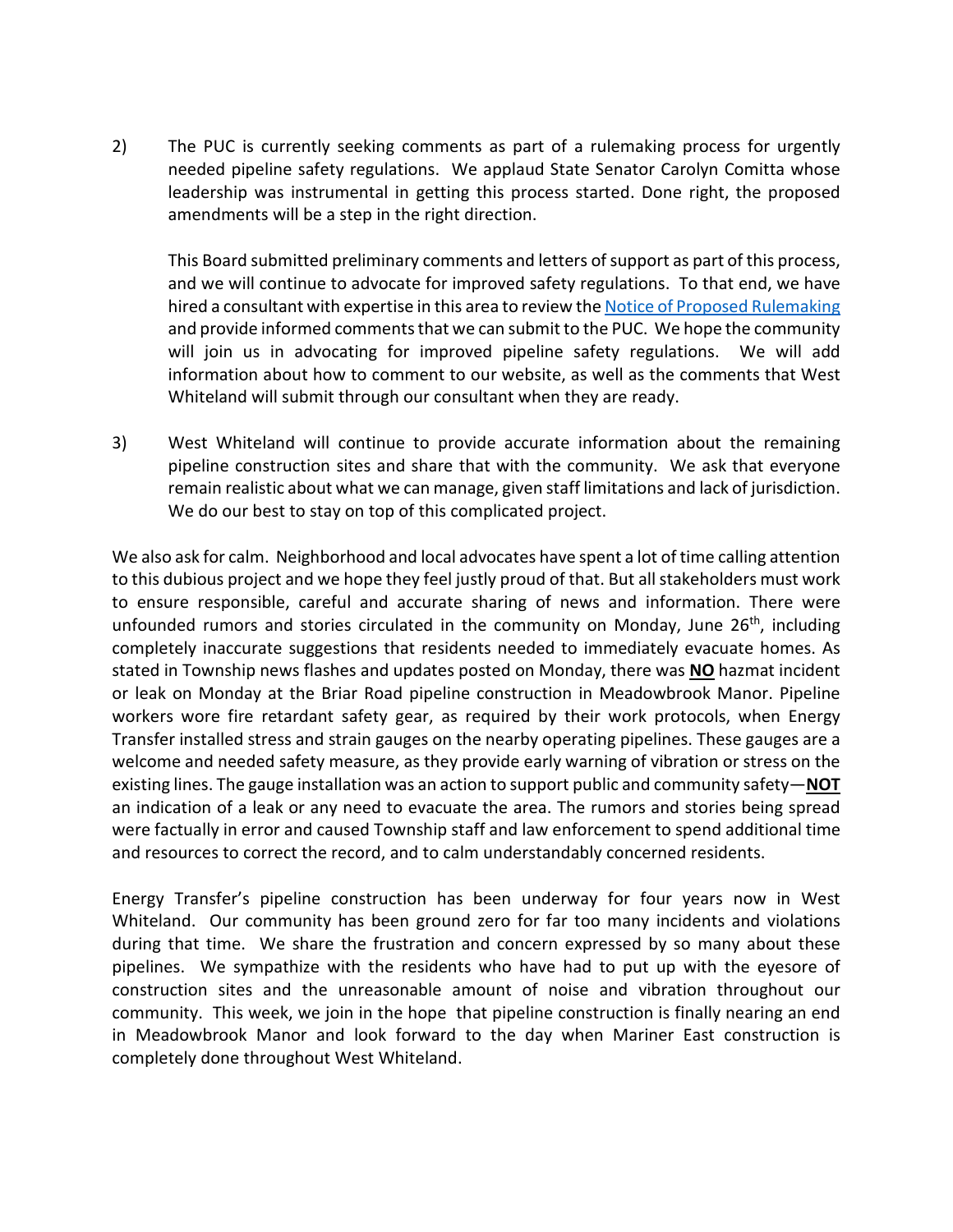2) The PUC is currently seeking comments as part of a rulemaking process for urgently needed pipeline safety regulations. We applaud State Senator Carolyn Comitta whose leadership was instrumental in getting this process started. Done right, the proposed amendments will be a step in the right direction.

   This Board submitted preliminary comments and letters of support as part of this process, and we will continue to advocate for improved safety regulations. To that end, we have hired a consultant with expertise in this area to review the Notice of Proposed Rulemaking and provide informed comments that we can submit to the PUC. We hope the community will join us in advocating for improved pipeline safety regulations. We will add information about how to comment to our website, as well as the comments that West Whiteland will submit through our consultant when they are ready.

3) West Whiteland will continue to provide accurate information about the remaining pipeline construction sites and share that with the community. We ask that everyone remain realistic about what we can manage, given staff limitations and lack of jurisdiction. We do our best to stay on top of this complicated project.

We also ask for calm. Neighborhood and local advocates have spent a lot of time calling attention to this dubious project and we hope they feel justly proud of that. But all stakeholders must work to ensure responsible, careful and accurate sharing of news and information. There were unfounded rumors and stories circulated in the community on Monday, June 26th, including completely inaccurate suggestions that residents needed to immediately evacuate homes. As stated in Township news flashes and updates posted on Monday, there was **NO** hazmat incident or leak on Monday at the Briar Road pipeline construction in Meadowbrook Manor. Pipeline workers wore fire retardant safety gear, as required by their work protocols, when Energy Transfer installed stress and strain gauges on the nearby operating pipelines. These gauges are a welcome and needed safety measure, as they provide early warning of vibration or stress on the existing lines. The gauge installation was an action to support public and community safety—**NOT** an indication of a leak or any need to evacuate the area. The rumors and stories being spread were factually in error and caused Township staff and law enforcement to spend additional time and resources to correct the record, and to calm understandably concerned residents.

Energy Transfer's pipeline construction has been underway for four years now in West Whiteland. Our community has been ground zero for far too many incidents and violations during that time. We share the frustration and concern expressed by so many about these pipelines. We sympathize with the residents who have had to put up with the eyesore of construction sites and the unreasonable amount of noise and vibration throughout our community. This week, we join in the hope that pipeline construction is finally nearing an end in Meadowbrook Manor and look forward to the day when Mariner East construction is completely done throughout West Whiteland.